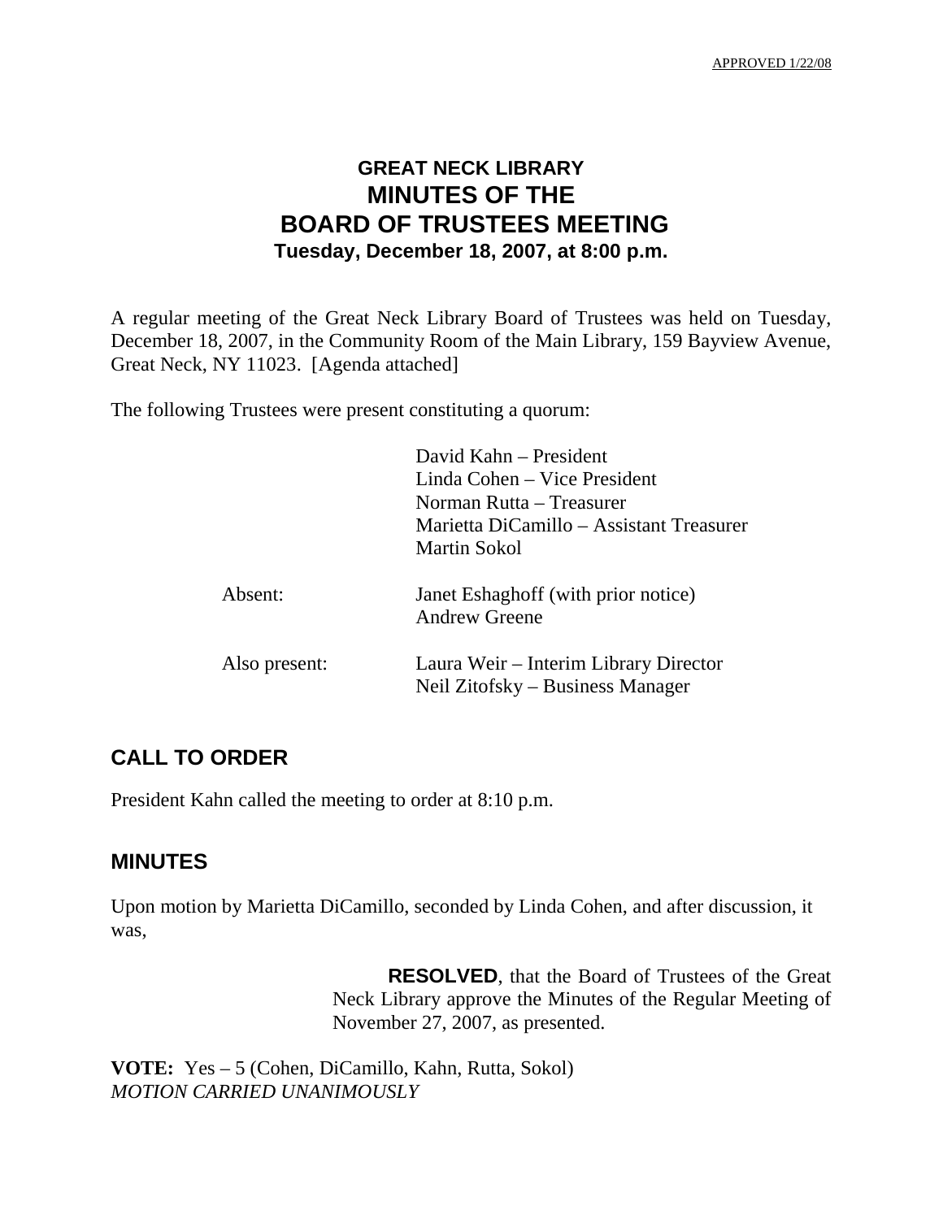APPROVED 1/22/08

# GREAT NECK LIBRARY
# MINUTES OF THE
# BOARD OF TRUSTEES MEETING
### Tuesday, December 18, 2007, at 8:00 p.m.

A regular meeting of the Great Neck Library Board of Trustees was held on Tuesday, December 18, 2007, in the Community Room of the Main Library, 159 Bayview Avenue, Great Neck, NY 11023. [Agenda attached]

The following Trustees were present constituting a quorum:

David Kahn – President
Linda Cohen – Vice President
Norman Rutta – Treasurer
Marietta DiCamillo – Assistant Treasurer
Martin Sokol

Absent: Janet Eshaghoff (with prior notice)
Andrew Greene

Also present: Laura Weir – Interim Library Director
Neil Zitofsky – Business Manager

## CALL TO ORDER

President Kahn called the meeting to order at 8:10 p.m.

## MINUTES

Upon motion by Marietta DiCamillo, seconded by Linda Cohen, and after discussion, it was,

> **RESOLVED**, that the Board of Trustees of the Great Neck Library approve the Minutes of the Regular Meeting of November 27, 2007, as presented.

**VOTE:** Yes – 5 (Cohen, DiCamillo, Kahn, Rutta, Sokol)
*MOTION CARRIED UNANIMOUSLY*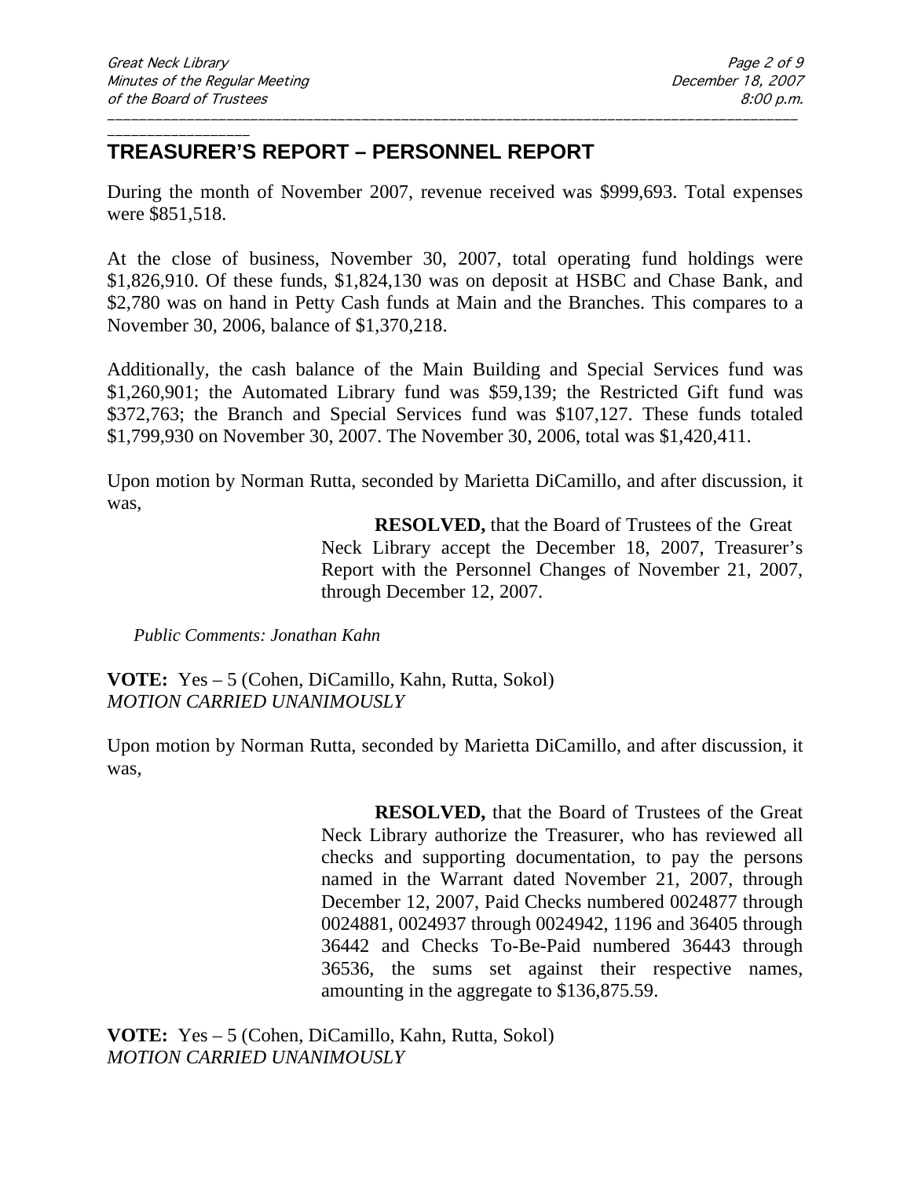## TREASURER'S REPORT – PERSONNEL REPORT

During the month of November 2007, revenue received was $999,693. Total expenses were $851,518.

At the close of business, November 30, 2007, total operating fund holdings were $1,826,910. Of these funds, $1,824,130 was on deposit at HSBC and Chase Bank, and $2,780 was on hand in Petty Cash funds at Main and the Branches. This compares to a November 30, 2006, balance of $1,370,218.

Additionally, the cash balance of the Main Building and Special Services fund was $1,260,901; the Automated Library fund was $59,139; the Restricted Gift fund was $372,763; the Branch and Special Services fund was $107,127. These funds totaled $1,799,930 on November 30, 2007. The November 30, 2006, total was $1,420,411.

Upon motion by Norman Rutta, seconded by Marietta DiCamillo, and after discussion, it was,

> **RESOLVED,** that the Board of Trustees of the Great Neck Library accept the December 18, 2007, Treasurer's Report with the Personnel Changes of November 21, 2007, through December 12, 2007.

*Public Comments: Jonathan Kahn*

**VOTE:** Yes – 5 (Cohen, DiCamillo, Kahn, Rutta, Sokol)
*MOTION CARRIED UNANIMOUSLY*

Upon motion by Norman Rutta, seconded by Marietta DiCamillo, and after discussion, it was,

> **RESOLVED,** that the Board of Trustees of the Great Neck Library authorize the Treasurer, who has reviewed all checks and supporting documentation, to pay the persons named in the Warrant dated November 21, 2007, through December 12, 2007, Paid Checks numbered 0024877 through 0024881, 0024937 through 0024942, 1196 and 36405 through 36442 and Checks To-Be-Paid numbered 36443 through 36536, the sums set against their respective names, amounting in the aggregate to $136,875.59.

**VOTE:** Yes – 5 (Cohen, DiCamillo, Kahn, Rutta, Sokol)
*MOTION CARRIED UNANIMOUSLY*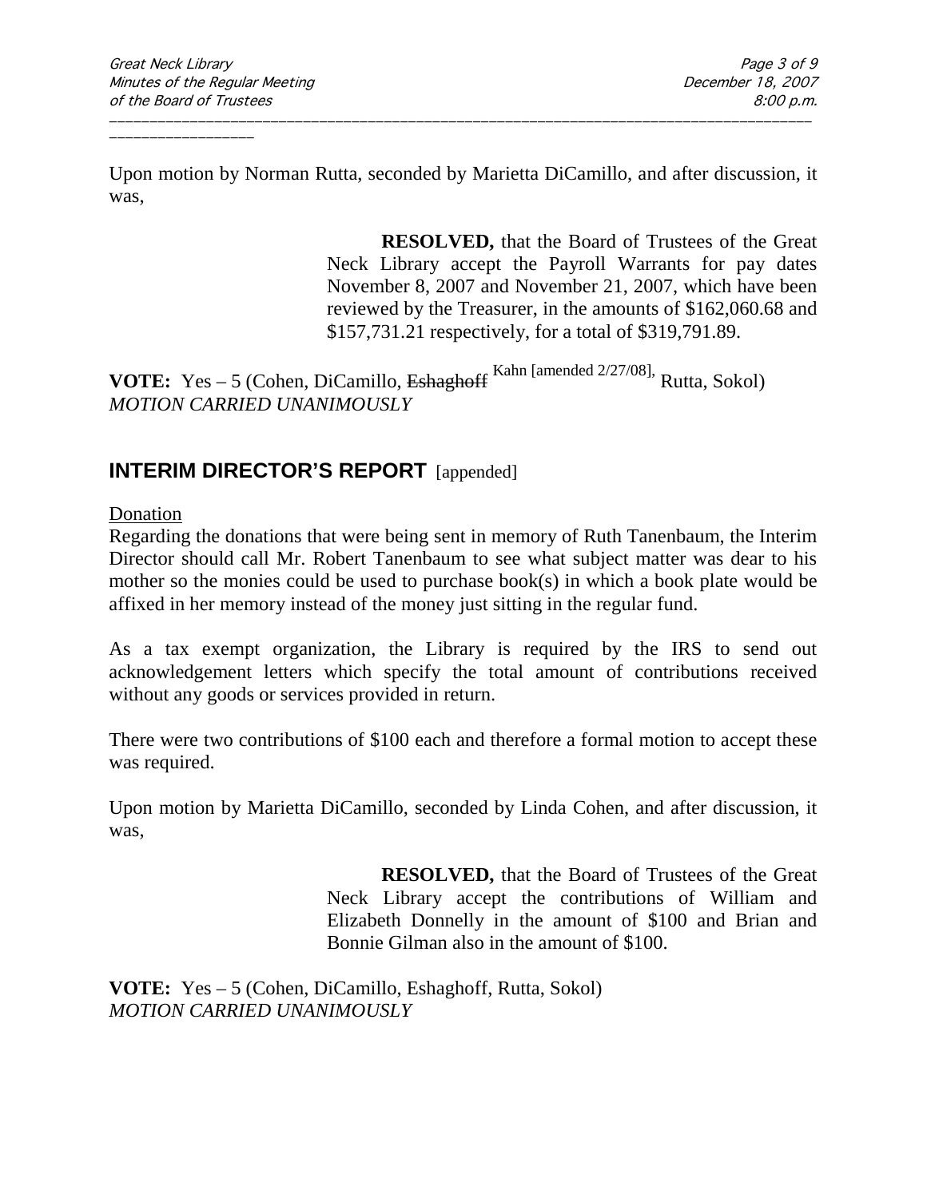Upon motion by Norman Rutta, seconded by Marietta DiCamillo, and after discussion, it was,

> **RESOLVED,** that the Board of Trustees of the Great Neck Library accept the Payroll Warrants for pay dates November 8, 2007 and November 21, 2007, which have been reviewed by the Treasurer, in the amounts of $162,060.68 and $157,731.21 respectively, for a total of $319,791.89.

**VOTE:** Yes – 5 (Cohen, DiCamillo, ~~Eshaghoff~~ Kahn [amended 2/27/08], Rutta, Sokol)
*MOTION CARRIED UNANIMOUSLY*

## INTERIM DIRECTOR'S REPORT [appended]

Donation

Regarding the donations that were being sent in memory of Ruth Tanenbaum, the Interim Director should call Mr. Robert Tanenbaum to see what subject matter was dear to his mother so the monies could be used to purchase book(s) in which a book plate would be affixed in her memory instead of the money just sitting in the regular fund.

As a tax exempt organization, the Library is required by the IRS to send out acknowledgement letters which specify the total amount of contributions received without any goods or services provided in return.

There were two contributions of $100 each and therefore a formal motion to accept these was required.

Upon motion by Marietta DiCamillo, seconded by Linda Cohen, and after discussion, it was,

> **RESOLVED,** that the Board of Trustees of the Great Neck Library accept the contributions of William and Elizabeth Donnelly in the amount of $100 and Brian and Bonnie Gilman also in the amount of $100.

**VOTE:** Yes – 5 (Cohen, DiCamillo, Eshaghoff, Rutta, Sokol)
*MOTION CARRIED UNANIMOUSLY*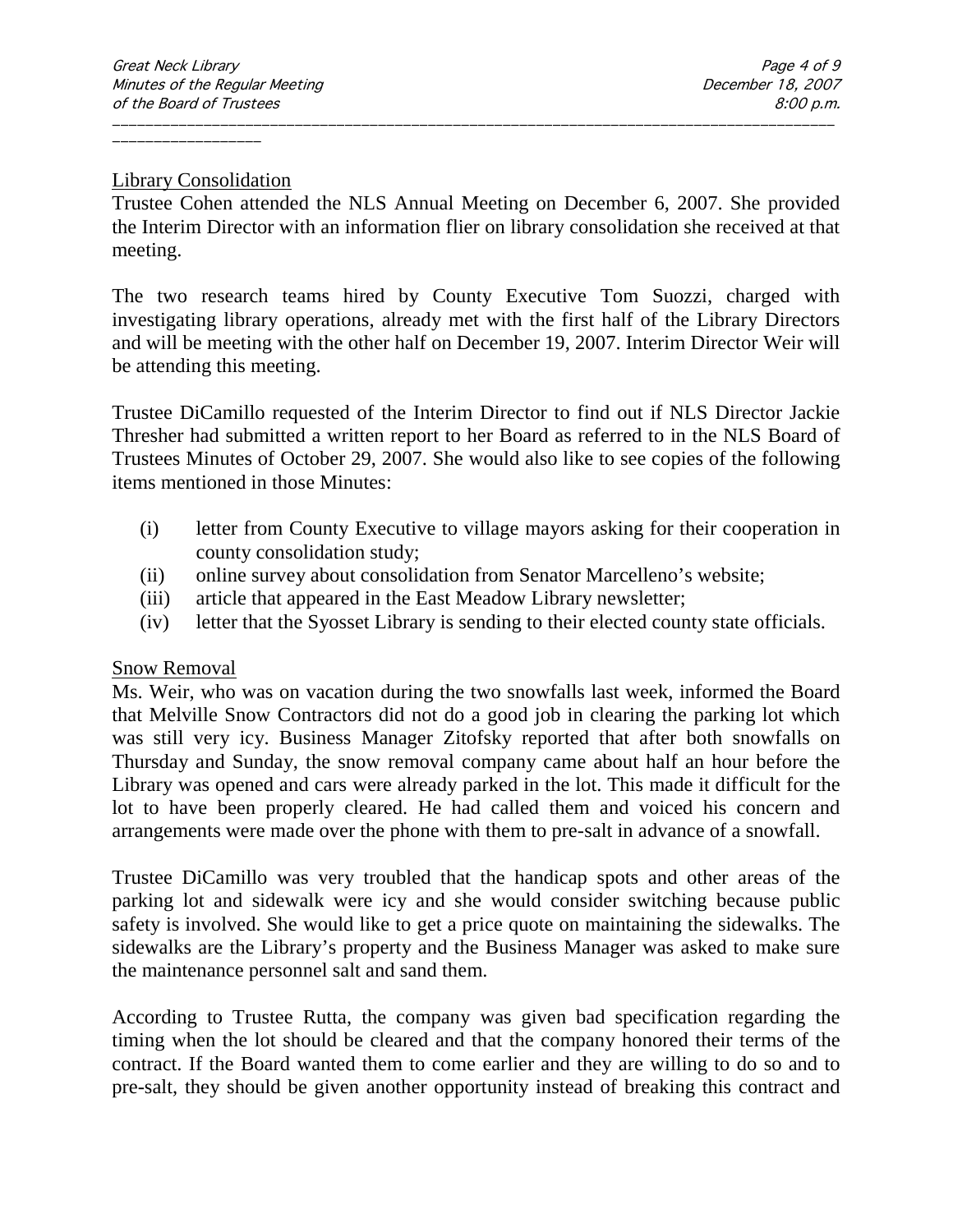Library Consolidation

Trustee Cohen attended the NLS Annual Meeting on December 6, 2007. She provided the Interim Director with an information flier on library consolidation she received at that meeting.

The two research teams hired by County Executive Tom Suozzi, charged with investigating library operations, already met with the first half of the Library Directors and will be meeting with the other half on December 19, 2007. Interim Director Weir will be attending this meeting.

Trustee DiCamillo requested of the Interim Director to find out if NLS Director Jackie Thresher had submitted a written report to her Board as referred to in the NLS Board of Trustees Minutes of October 29, 2007. She would also like to see copies of the following items mentioned in those Minutes:

(i) letter from County Executive to village mayors asking for their cooperation in county consolidation study;
(ii) online survey about consolidation from Senator Marcelleno's website;
(iii) article that appeared in the East Meadow Library newsletter;
(iv) letter that the Syosset Library is sending to their elected county state officials.

Snow Removal

Ms. Weir, who was on vacation during the two snowfalls last week, informed the Board that Melville Snow Contractors did not do a good job in clearing the parking lot which was still very icy. Business Manager Zitofsky reported that after both snowfalls on Thursday and Sunday, the snow removal company came about half an hour before the Library was opened and cars were already parked in the lot. This made it difficult for the lot to have been properly cleared. He had called them and voiced his concern and arrangements were made over the phone with them to pre-salt in advance of a snowfall.

Trustee DiCamillo was very troubled that the handicap spots and other areas of the parking lot and sidewalk were icy and she would consider switching because public safety is involved. She would like to get a price quote on maintaining the sidewalks. The sidewalks are the Library's property and the Business Manager was asked to make sure the maintenance personnel salt and sand them.

According to Trustee Rutta, the company was given bad specification regarding the timing when the lot should be cleared and that the company honored their terms of the contract. If the Board wanted them to come earlier and they are willing to do so and to pre-salt, they should be given another opportunity instead of breaking this contract and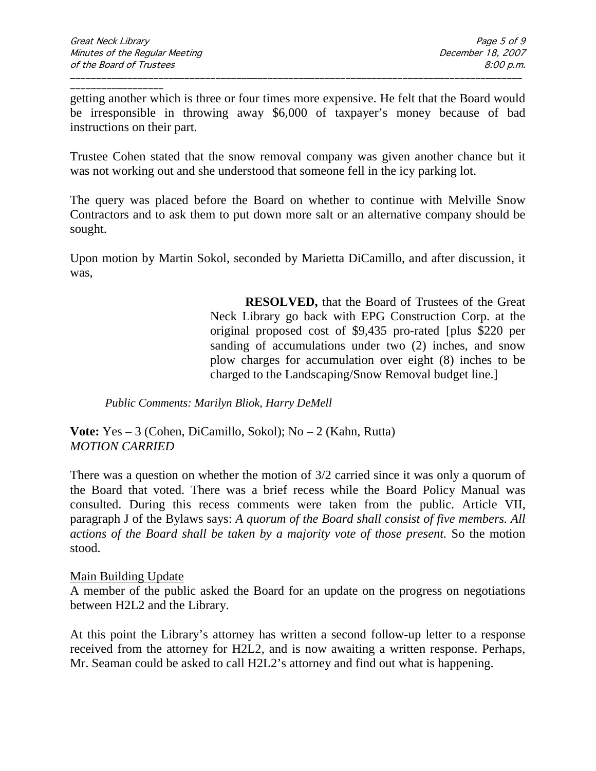getting another which is three or four times more expensive. He felt that the Board would be irresponsible in throwing away $6,000 of taxpayer's money because of bad instructions on their part.

Trustee Cohen stated that the snow removal company was given another chance but it was not working out and she understood that someone fell in the icy parking lot.

The query was placed before the Board on whether to continue with Melville Snow Contractors and to ask them to put down more salt or an alternative company should be sought.

Upon motion by Martin Sokol, seconded by Marietta DiCamillo, and after discussion, it was,

> **RESOLVED,** that the Board of Trustees of the Great Neck Library go back with EPG Construction Corp. at the original proposed cost of $9,435 pro-rated [plus $220 per sanding of accumulations under two (2) inches, and snow plow charges for accumulation over eight (8) inches to be charged to the Landscaping/Snow Removal budget line.]

*Public Comments: Marilyn Bliok, Harry DeMell*

**Vote:** Yes – 3 (Cohen, DiCamillo, Sokol); No – 2 (Kahn, Rutta)
*MOTION CARRIED*

There was a question on whether the motion of 3/2 carried since it was only a quorum of the Board that voted. There was a brief recess while the Board Policy Manual was consulted. During this recess comments were taken from the public. Article VII, paragraph J of the Bylaws says: *A quorum of the Board shall consist of five members. All actions of the Board shall be taken by a majority vote of those present.* So the motion stood.

Main Building Update

A member of the public asked the Board for an update on the progress on negotiations between H2L2 and the Library.

At this point the Library's attorney has written a second follow-up letter to a response received from the attorney for H2L2, and is now awaiting a written response. Perhaps, Mr. Seaman could be asked to call H2L2's attorney and find out what is happening.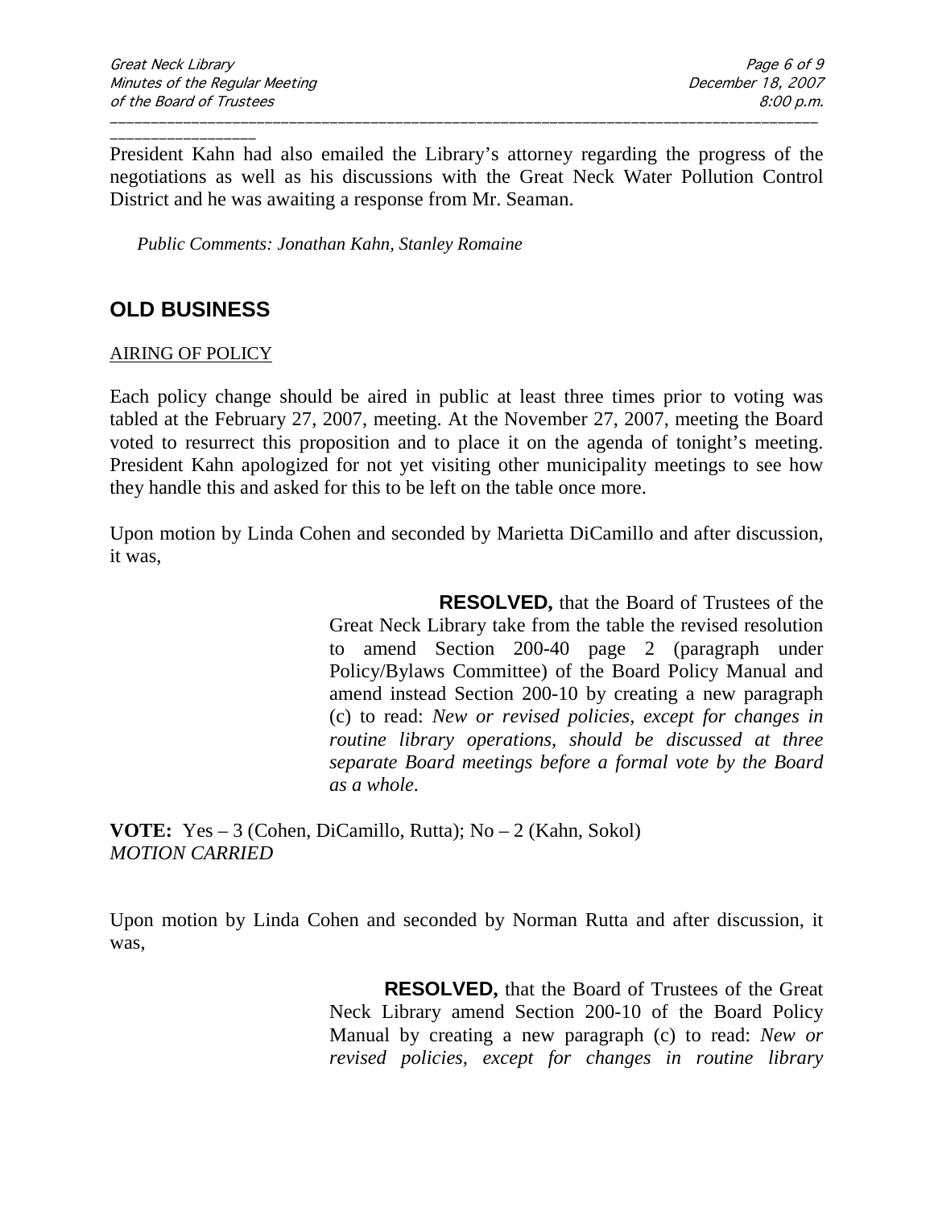President Kahn had also emailed the Library's attorney regarding the progress of the negotiations as well as his discussions with the Great Neck Water Pollution Control District and he was awaiting a response from Mr. Seaman.

*Public Comments: Jonathan Kahn, Stanley Romaine*

## OLD BUSINESS

AIRING OF POLICY

Each policy change should be aired in public at least three times prior to voting was tabled at the February 27, 2007, meeting. At the November 27, 2007, meeting the Board voted to resurrect this proposition and to place it on the agenda of tonight's meeting. President Kahn apologized for not yet visiting other municipality meetings to see how they handle this and asked for this to be left on the table once more.

Upon motion by Linda Cohen and seconded by Marietta DiCamillo and after discussion, it was,

> **RESOLVED,** that the Board of Trustees of the Great Neck Library take from the table the revised resolution to amend Section 200-40 page 2 (paragraph under Policy/Bylaws Committee) of the Board Policy Manual and amend instead Section 200-10 by creating a new paragraph (c) to read: *New or revised policies, except for changes in routine library operations, should be discussed at three separate Board meetings before a formal vote by the Board as a whole.*

**VOTE:** Yes – 3 (Cohen, DiCamillo, Rutta); No – 2 (Kahn, Sokol)
*MOTION CARRIED*

Upon motion by Linda Cohen and seconded by Norman Rutta and after discussion, it was,

> **RESOLVED,** that the Board of Trustees of the Great Neck Library amend Section 200-10 of the Board Policy Manual by creating a new paragraph (c) to read: *New or revised policies, except for changes in routine library*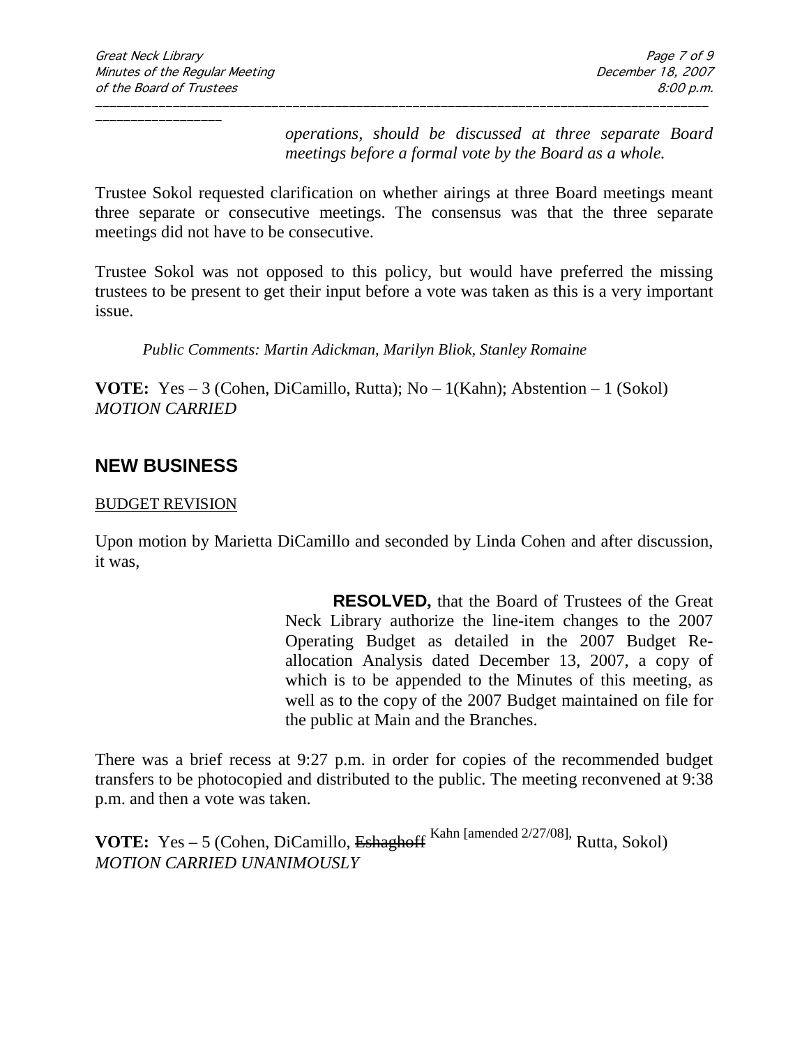*operations, should be discussed at three separate Board meetings before a formal vote by the Board as a whole.*

Trustee Sokol requested clarification on whether airings at three Board meetings meant three separate or consecutive meetings. The consensus was that the three separate meetings did not have to be consecutive.

Trustee Sokol was not opposed to this policy, but would have preferred the missing trustees to be present to get their input before a vote was taken as this is a very important issue.

*Public Comments: Martin Adickman, Marilyn Bliok, Stanley Romaine*

**VOTE:** Yes – 3 (Cohen, DiCamillo, Rutta); No – 1(Kahn); Abstention – 1 (Sokol)
*MOTION CARRIED*

## NEW BUSINESS

BUDGET REVISION

Upon motion by Marietta DiCamillo and seconded by Linda Cohen and after discussion, it was,

> **RESOLVED,** that the Board of Trustees of the Great Neck Library authorize the line-item changes to the 2007 Operating Budget as detailed in the 2007 Budget Re-allocation Analysis dated December 13, 2007, a copy of which is to be appended to the Minutes of this meeting, as well as to the copy of the 2007 Budget maintained on file for the public at Main and the Branches.

There was a brief recess at 9:27 p.m. in order for copies of the recommended budget transfers to be photocopied and distributed to the public. The meeting reconvened at 9:38 p.m. and then a vote was taken.

**VOTE:** Yes – 5 (Cohen, DiCamillo, ~~Eshaghoff~~ Kahn [amended 2/27/08], Rutta, Sokol)
*MOTION CARRIED UNANIMOUSLY*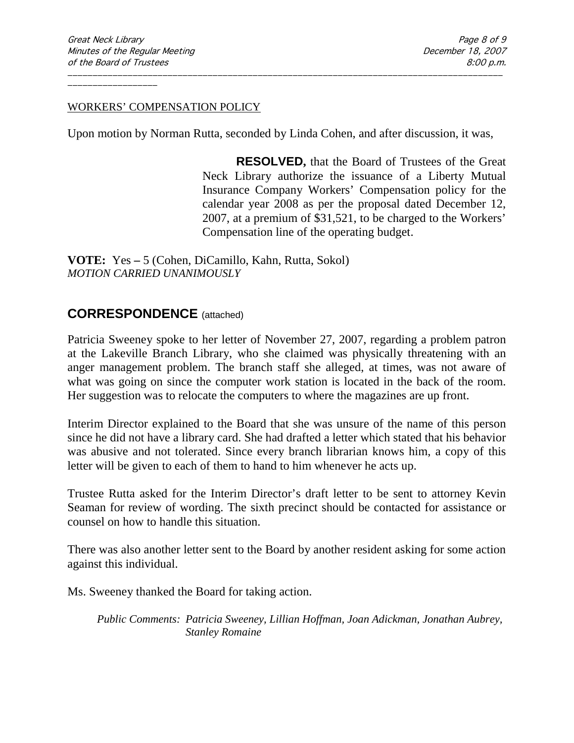WORKERS' COMPENSATION POLICY

Upon motion by Norman Rutta, seconded by Linda Cohen, and after discussion, it was,

> **RESOLVED,** that the Board of Trustees of the Great Neck Library authorize the issuance of a Liberty Mutual Insurance Company Workers' Compensation policy for the calendar year 2008 as per the proposal dated December 12, 2007, at a premium of $31,521, to be charged to the Workers' Compensation line of the operating budget.

**VOTE:** Yes **–** 5 (Cohen, DiCamillo, Kahn, Rutta, Sokol)
*MOTION CARRIED UNANIMOUSLY*

## CORRESPONDENCE (attached)

Patricia Sweeney spoke to her letter of November 27, 2007, regarding a problem patron at the Lakeville Branch Library, who she claimed was physically threatening with an anger management problem. The branch staff she alleged, at times, was not aware of what was going on since the computer work station is located in the back of the room. Her suggestion was to relocate the computers to where the magazines are up front.

Interim Director explained to the Board that she was unsure of the name of this person since he did not have a library card. She had drafted a letter which stated that his behavior was abusive and not tolerated. Since every branch librarian knows him, a copy of this letter will be given to each of them to hand to him whenever he acts up.

Trustee Rutta asked for the Interim Director's draft letter to be sent to attorney Kevin Seaman for review of wording. The sixth precinct should be contacted for assistance or counsel on how to handle this situation.

There was also another letter sent to the Board by another resident asking for some action against this individual.

Ms. Sweeney thanked the Board for taking action.

*Public Comments: Patricia Sweeney, Lillian Hoffman, Joan Adickman, Jonathan Aubrey, Stanley Romaine*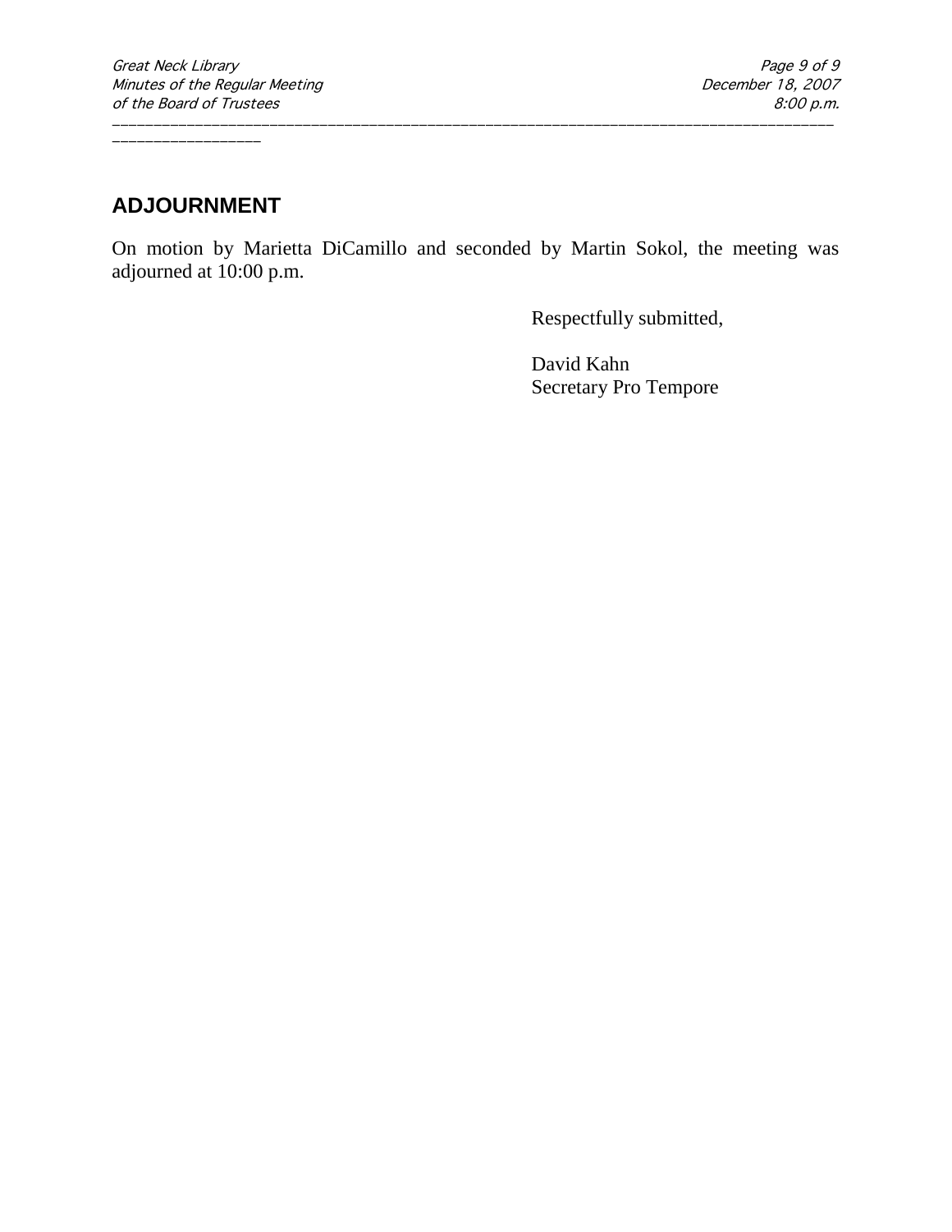## ADJOURNMENT

On motion by Marietta DiCamillo and seconded by Martin Sokol, the meeting was adjourned at 10:00 p.m.

Respectfully submitted,

David Kahn
Secretary Pro Tempore